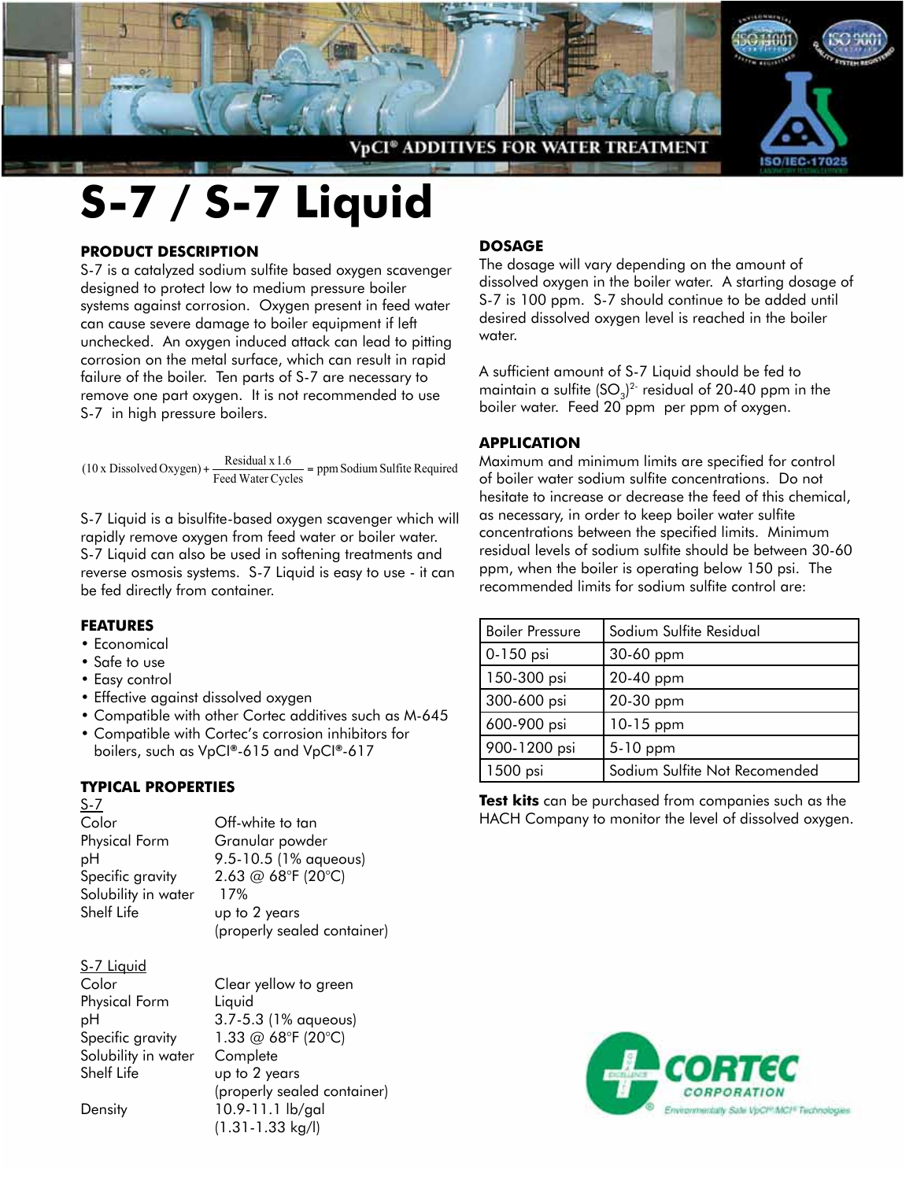# S-7 / S-7 Liquid

## PRODUCT DESCRIPTION

S-7 is a catalyzed sodium sulfite based oxygen scavenger designed to protect low to medium pressure boiler systems against corrosion. Oxygen present in feed water can cause severe damage to boiler equipment if left unchecked. An oxygen induced attack can lead to pitting corrosion on the metal surface, which can result in rapid failure of the boiler. Ten parts of S-7 are necessary to remove one part oxygen. It is not recommended to use S-7 in high pressure boilers.

$$(10 \times \text{Dissolved Oxygen}) + \frac{\text{Residual} \times 1.6}{\text{Feed Water Cycles}} = \text{ppm Sodium Sulfite Required}$$

S-7 Liquid is a bisulfite-based oxygen scavenger which will rapidly remove oxygen from feed water or boiler water. S-7 Liquid can also be used in softening treatments and reverse osmosis systems. S-7 Liquid is easy to use - it can be fed directly from container.

## FEATURES

- Economical
- Safe to use
- Easy control
- Effective against dissolved oxygen
- Compatible with other Cortec additives such as M-645
- Compatible with Cortec's corrosion inhibitors for boilers, such as VpCI®-615 and VpCI®-617

## TYPICAL PROPERTIES

S-7

| | |
|---|---|
| Color | Off-white to tan |
| Physical Form | Granular powder |
| pH | 9.5-10.5 (1% aqueous) |
| Specific gravity | 2.63 @ 68°F (20°C) |
| Solubility in water | 17% |
| Shelf Life | up to 2 years (properly sealed container) |

S-7 Liquid

| | |
|---|---|
| Color | Clear yellow to green |
| Physical Form | Liquid |
| pH | 3.7-5.3 (1% aqueous) |
| Specific gravity | 1.33 @ 68°F (20°C) |
| Solubility in water | Complete |
| Shelf Life | up to 2 years (properly sealed container) |
| Density | 10.9-11.1 lb/gal (1.31-1.33 kg/l) |

## DOSAGE

The dosage will vary depending on the amount of dissolved oxygen in the boiler water. A starting dosage of S-7 is 100 ppm. S-7 should continue to be added until desired dissolved oxygen level is reached in the boiler water.

A sufficient amount of S-7 Liquid should be fed to maintain a sulfite $(SO_3)^{2-}$ residual of 20-40 ppm in the boiler water. Feed 20 ppm per ppm of oxygen.

## APPLICATION

Maximum and minimum limits are specified for control of boiler water sodium sulfite concentrations. Do not hesitate to increase or decrease the feed of this chemical, as necessary, in order to keep boiler water sulfite concentrations between the specified limits. Minimum residual levels of sodium sulfite should be between 30-60 ppm, when the boiler is operating below 150 psi. The recommended limits for sodium sulfite control are:

| Boiler Pressure | Sodium Sulfite Residual |
|---|---|
| 0-150 psi | 30-60 ppm |
| 150-300 psi | 20-40 ppm |
| 300-600 psi | 20-30 ppm |
| 600-900 psi | 10-15 ppm |
| 900-1200 psi | 5-10 ppm |
| 1500 psi | Sodium Sulfite Not Recomended |

**Test kits** can be purchased from companies such as the HACH Company to monitor the level of dissolved oxygen.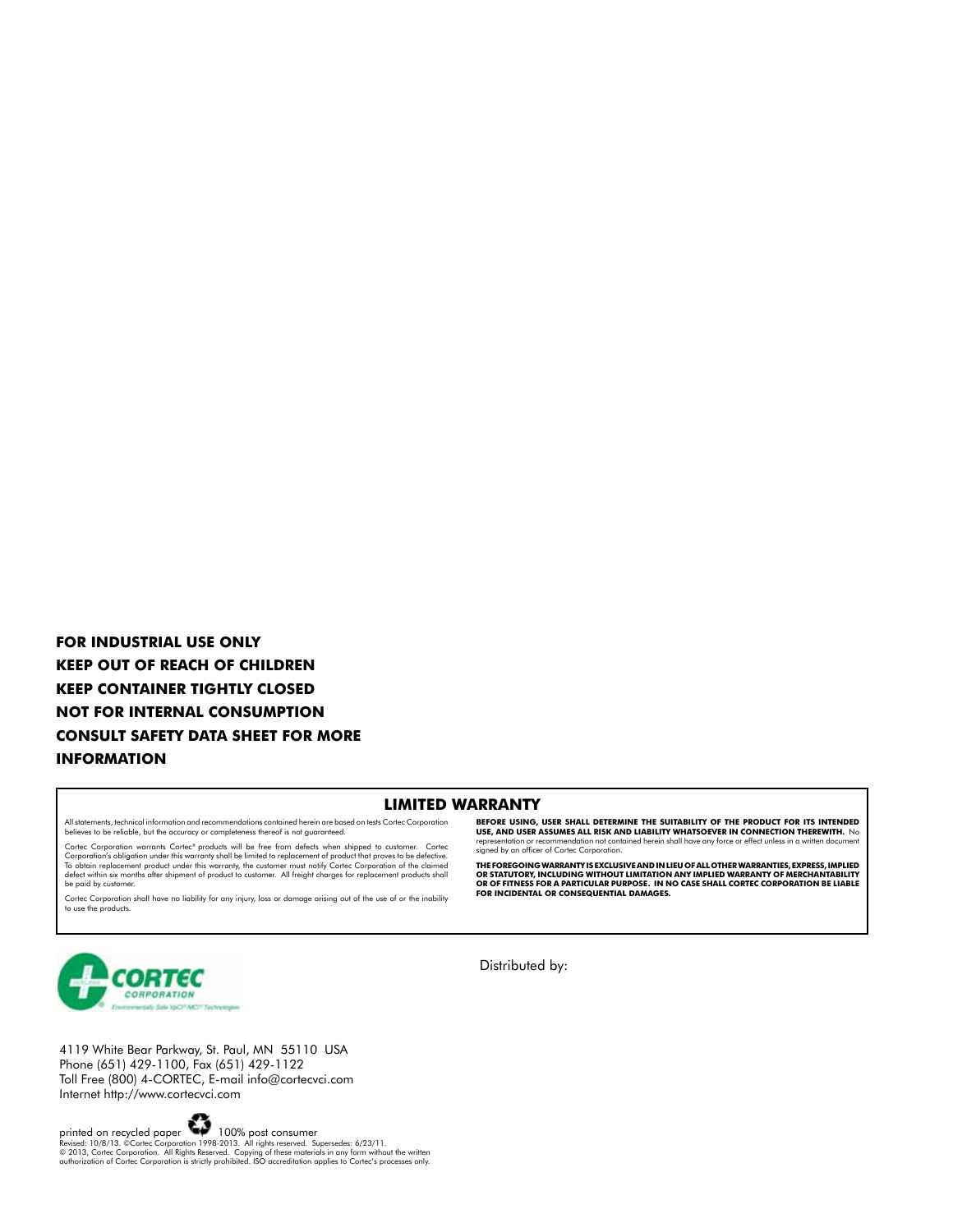**FOR INDUSTRIAL USE ONLY**
**KEEP OUT OF REACH OF CHILDREN**
**KEEP CONTAINER TIGHTLY CLOSED**
**NOT FOR INTERNAL CONSUMPTION**
**CONSULT SAFETY DATA SHEET FOR MORE INFORMATION**

## LIMITED WARRANTY

All statements, technical information and recommendations contained herein are based on tests Cortec Corporation believes to be reliable, but the accuracy or completeness thereof is not guaranteed.

Cortec Corporation warrants Cortec® products will be free from defects when shipped to customer. Cortec Corporation's obligation under this warranty shall be limited to replacement of product that proves to be defective. To obtain replacement product under this warranty, the customer must notify Cortec Corporation of the claimed defect within six months after shipment of product to customer. All freight charges for replacement products shall be paid by customer.

Cortec Corporation shall have no liability for any injury, loss or damage arising out of the use of or the inability to use the products.

**BEFORE USING, USER SHALL DETERMINE THE SUITABILITY OF THE PRODUCT FOR ITS INTENDED USE, AND USER ASSUMES ALL RISK AND LIABILITY WHATSOEVER IN CONNECTION THEREWITH.** No representation or recommendation not contained herein shall have any force or effect unless in a written document signed by an officer of Cortec Corporation.

**THE FOREGOING WARRANTY IS EXCLUSIVE AND IN LIEU OF ALL OTHER WARRANTIES, EXPRESS, IMPLIED OR STATUTORY, INCLUDING WITHOUT LIMITATION ANY IMPLIED WARRANTY OF MERCHANTABILITY OR OF FITNESS FOR A PARTICULAR PURPOSE. IN NO CASE SHALL CORTEC CORPORATION BE LIABLE FOR INCIDENTAL OR CONSEQUENTIAL DAMAGES.**

CORTEC CORPORATION
Environmentally Safe VpCI®/MCI® Technologies

Distributed by:

4119 White Bear Parkway, St. Paul, MN 55110 USA
Phone (651) 429-1100, Fax (651) 429-1122
Toll Free (800) 4-CORTEC, E-mail info@cortecvci.com
Internet http://www.cortecvci.com

printed on recycled paper 100% post consumer
Revised: 10/8/13. ©Cortec Corporation 1998-2013. All rights reserved. Supersedes: 6/23/11.
© 2013, Cortec Corporation. All Rights Reserved. Copying of these materials in any form without the written authorization of Cortec Corporation is strictly prohibited. ISO accreditation applies to Cortec's processes only.